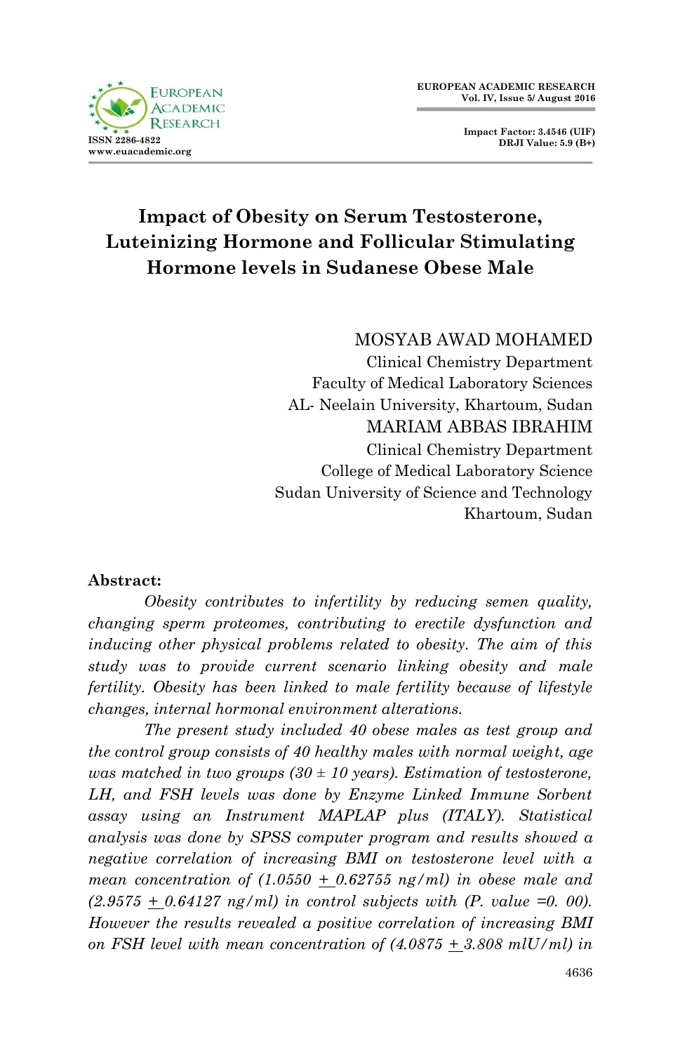# Impact of Obesity on Serum Testosterone, Luteinizing Hormone and Follicular Stimulating Hormone levels in Sudanese Obese Male

MOSYAB AWAD MOHAMED
Clinical Chemistry Department
Faculty of Medical Laboratory Sciences
AL- Neelain University, Khartoum, Sudan

MARIAM ABBAS IBRAHIM
Clinical Chemistry Department
College of Medical Laboratory Science
Sudan University of Science and Technology
Khartoum, Sudan

**Abstract:**

*Obesity contributes to infertility by reducing semen quality, changing sperm proteomes, contributing to erectile dysfunction and inducing other physical problems related to obesity. The aim of this study was to provide current scenario linking obesity and male fertility. Obesity has been linked to male fertility because of lifestyle changes, internal hormonal environment alterations.*

*The present study included 40 obese males as test group and the control group consists of 40 healthy males with normal weight, age was matched in two groups (30 ± 10 years). Estimation of testosterone, LH, and FSH levels was done by Enzyme Linked Immune Sorbent assay using an Instrument MAPLAP plus (ITALY). Statistical analysis was done by SPSS computer program and results showed a negative correlation of increasing BMI on testosterone level with a mean concentration of (1.0550 ± 0.62755 ng/ml) in obese male and (2.9575 ± 0.64127 ng/ml) in control subjects with (P. value =0. 00). However the results revealed a positive correlation of increasing BMI on FSH level with mean concentration of (4.0875 ± 3.808 mlU/ml) in*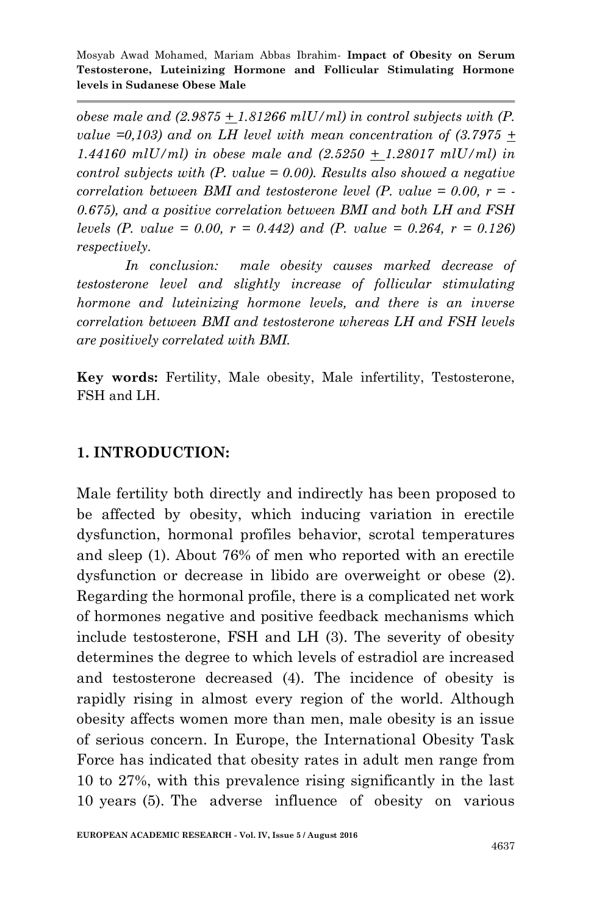*obese male and (2.9875 + 1.81266 mlU/ml) in control subjects with (P. value =0,103) and on LH level with mean concentration of (3.7975 + 1.44160 mlU/ml) in obese male and (2.5250 + 1.28017 mlU/ml) in control subjects with (P. value = 0.00). Results also showed a negative correlation between BMI and testosterone level (P. value = 0.00, r = -0.675), and a positive correlation between BMI and both LH and FSH levels (P. value = 0.00, r = 0.442) and (P. value = 0.264, r = 0.126) respectively.*

*In conclusion: male obesity causes marked decrease of testosterone level and slightly increase of follicular stimulating hormone and luteinizing hormone levels, and there is an inverse correlation between BMI and testosterone whereas LH and FSH levels are positively correlated with BMI.*

**Key words:** Fertility, Male obesity, Male infertility, Testosterone, FSH and LH.

## 1. INTRODUCTION:

Male fertility both directly and indirectly has been proposed to be affected by obesity, which inducing variation in erectile dysfunction, hormonal profiles behavior, scrotal temperatures and sleep (1). About 76% of men who reported with an erectile dysfunction or decrease in libido are overweight or obese (2). Regarding the hormonal profile, there is a complicated net work of hormones negative and positive feedback mechanisms which include testosterone, FSH and LH (3). The severity of obesity determines the degree to which levels of estradiol are increased and testosterone decreased (4). The incidence of obesity is rapidly rising in almost every region of the world. Although obesity affects women more than men, male obesity is an issue of serious concern. In Europe, the International Obesity Task Force has indicated that obesity rates in adult men range from 10 to 27%, with this prevalence rising significantly in the last 10 years (5). The adverse influence of obesity on various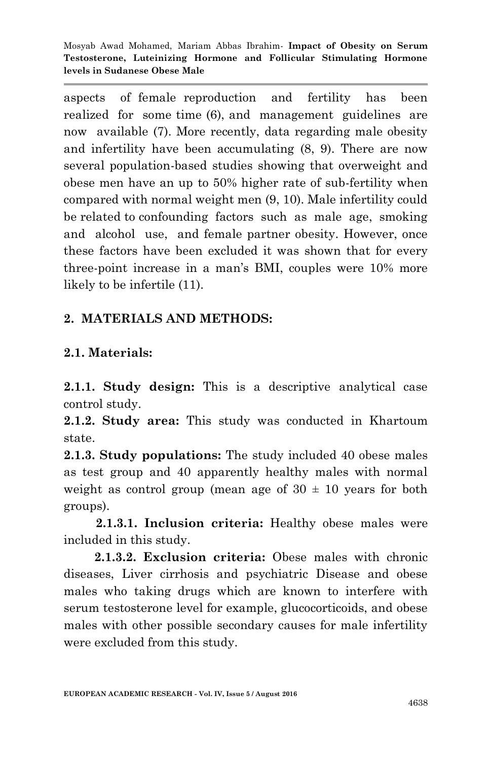aspects of female reproduction and fertility has been realized for some time (6), and management guidelines are now available (7). More recently, data regarding male obesity and infertility have been accumulating (8, 9). There are now several population-based studies showing that overweight and obese men have an up to 50% higher rate of sub-fertility when compared with normal weight men (9, 10). Male infertility could be related to confounding factors such as male age, smoking and alcohol use, and female partner obesity. However, once these factors have been excluded it was shown that for every three-point increase in a man's BMI, couples were 10% more likely to be infertile (11).

## 2. MATERIALS AND METHODS:

### 2.1. Materials:

**2.1.1. Study design:** This is a descriptive analytical case control study.

**2.1.2. Study area:** This study was conducted in Khartoum state.

**2.1.3. Study populations:** The study included 40 obese males as test group and 40 apparently healthy males with normal weight as control group (mean age of 30 ± 10 years for both groups).

**2.1.3.1. Inclusion criteria:** Healthy obese males were included in this study.

**2.1.3.2. Exclusion criteria:** Obese males with chronic diseases, Liver cirrhosis and psychiatric Disease and obese males who taking drugs which are known to interfere with serum testosterone level for example, glucocorticoids, and obese males with other possible secondary causes for male infertility were excluded from this study.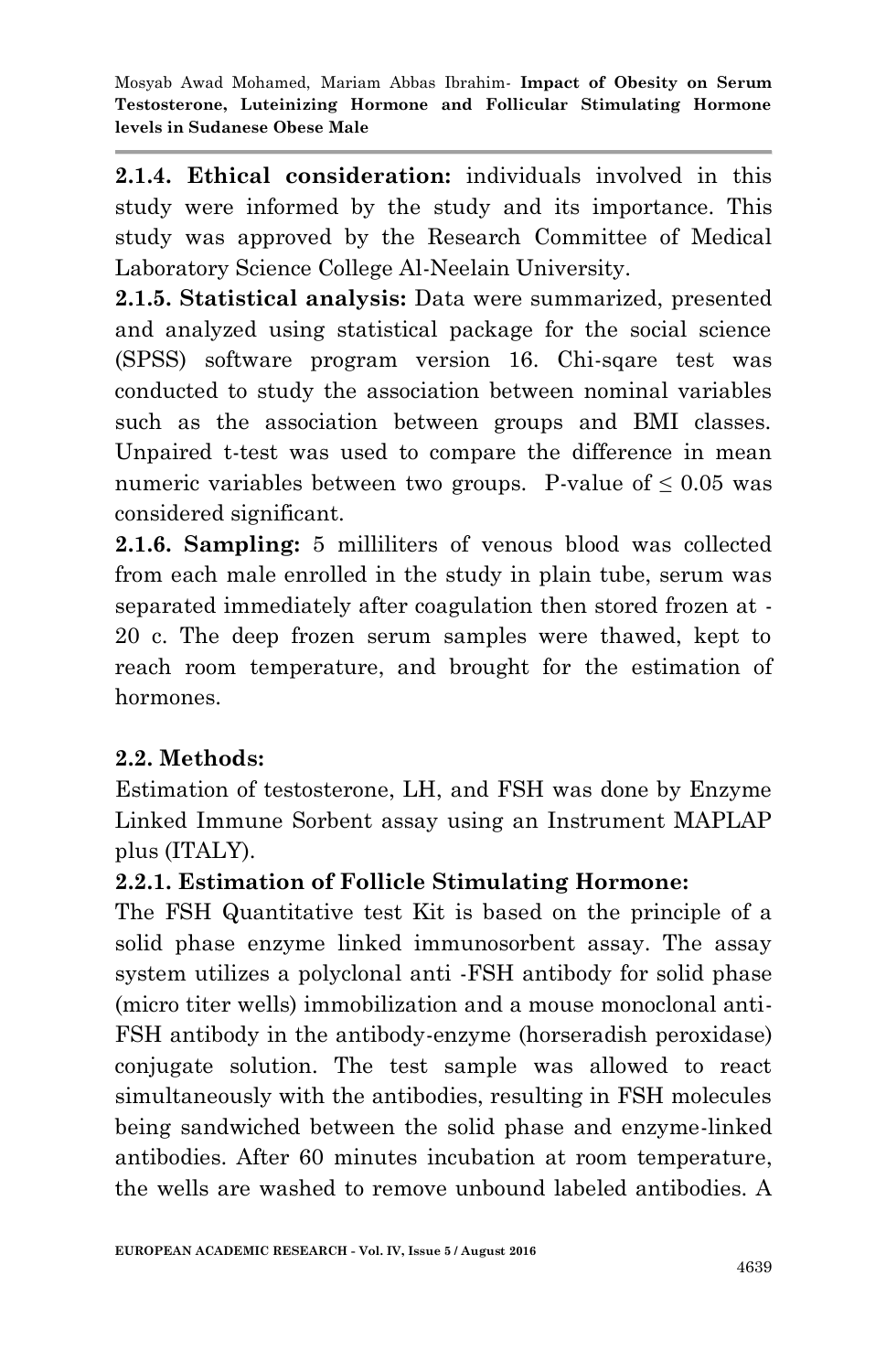**2.1.4. Ethical consideration:** individuals involved in this study were informed by the study and its importance. This study was approved by the Research Committee of Medical Laboratory Science College Al-Neelain University.

**2.1.5. Statistical analysis:** Data were summarized, presented and analyzed using statistical package for the social science (SPSS) software program version 16. Chi-sqare test was conducted to study the association between nominal variables such as the association between groups and BMI classes. Unpaired t-test was used to compare the difference in mean numeric variables between two groups. P-value of $\leq 0.05$ was considered significant.

**2.1.6. Sampling:** 5 milliliters of venous blood was collected from each male enrolled in the study in plain tube, serum was separated immediately after coagulation then stored frozen at -20 c. The deep frozen serum samples were thawed, kept to reach room temperature, and brought for the estimation of hormones.

## 2.2. Methods:

Estimation of testosterone, LH, and FSH was done by Enzyme Linked Immune Sorbent assay using an Instrument MAPLAP plus (ITALY).

### 2.2.1. Estimation of Follicle Stimulating Hormone:

The FSH Quantitative test Kit is based on the principle of a solid phase enzyme linked immunosorbent assay. The assay system utilizes a polyclonal anti -FSH antibody for solid phase (micro titer wells) immobilization and a mouse monoclonal anti-FSH antibody in the antibody-enzyme (horseradish peroxidase) conjugate solution. The test sample was allowed to react simultaneously with the antibodies, resulting in FSH molecules being sandwiched between the solid phase and enzyme-linked antibodies. After 60 minutes incubation at room temperature, the wells are washed to remove unbound labeled antibodies. A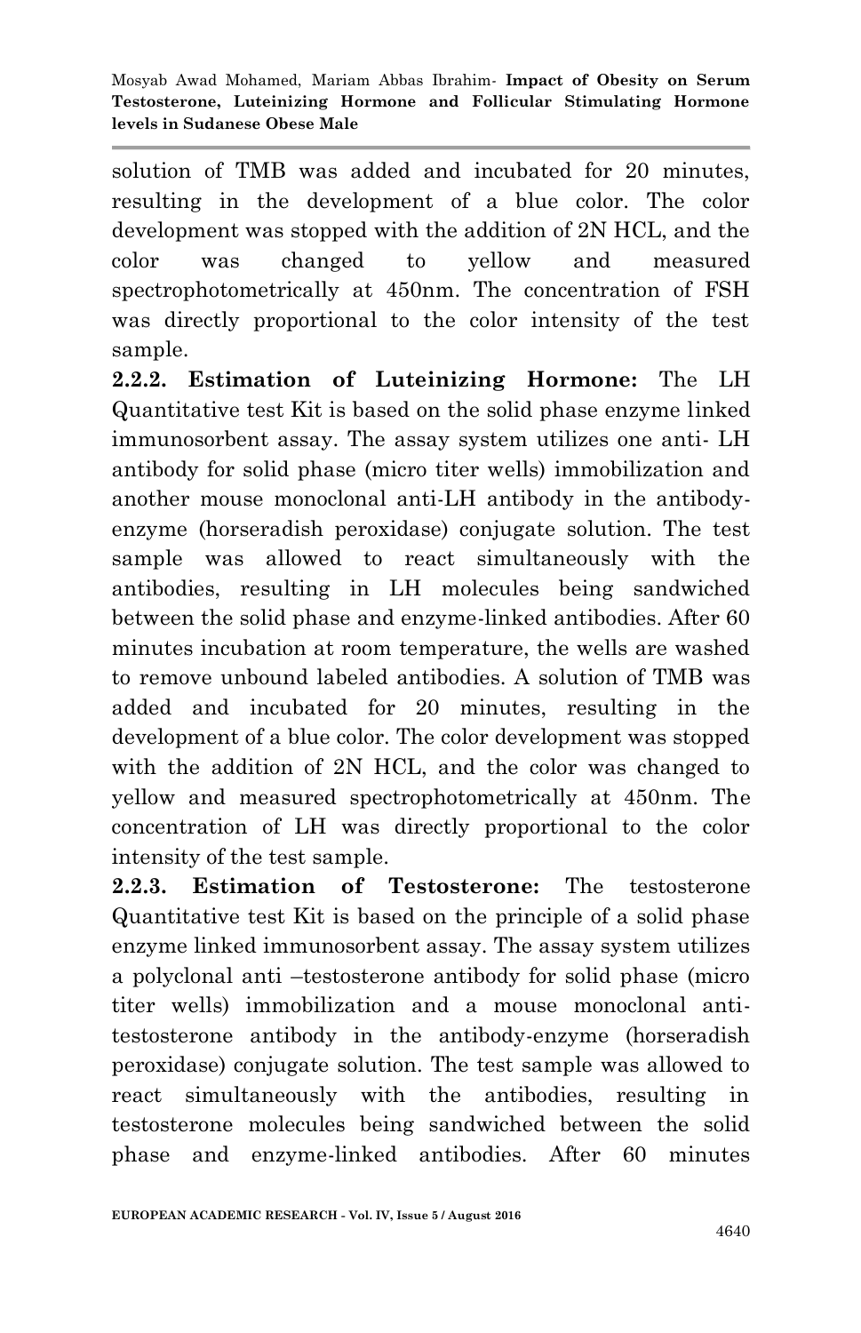solution of TMB was added and incubated for 20 minutes, resulting in the development of a blue color. The color development was stopped with the addition of 2N HCL, and the color was changed to yellow and measured spectrophotometrically at 450nm. The concentration of FSH was directly proportional to the color intensity of the test sample.

**2.2.2. Estimation of Luteinizing Hormone:** The LH Quantitative test Kit is based on the solid phase enzyme linked immunosorbent assay. The assay system utilizes one anti- LH antibody for solid phase (micro titer wells) immobilization and another mouse monoclonal anti-LH antibody in the antibody-enzyme (horseradish peroxidase) conjugate solution. The test sample was allowed to react simultaneously with the antibodies, resulting in LH molecules being sandwiched between the solid phase and enzyme-linked antibodies. After 60 minutes incubation at room temperature, the wells are washed to remove unbound labeled antibodies. A solution of TMB was added and incubated for 20 minutes, resulting in the development of a blue color. The color development was stopped with the addition of 2N HCL, and the color was changed to yellow and measured spectrophotometrically at 450nm. The concentration of LH was directly proportional to the color intensity of the test sample.

**2.2.3. Estimation of Testosterone:** The testosterone Quantitative test Kit is based on the principle of a solid phase enzyme linked immunosorbent assay. The assay system utilizes a polyclonal anti –testosterone antibody for solid phase (micro titer wells) immobilization and a mouse monoclonal anti-testosterone antibody in the antibody-enzyme (horseradish peroxidase) conjugate solution. The test sample was allowed to react simultaneously with the antibodies, resulting in testosterone molecules being sandwiched between the solid phase and enzyme-linked antibodies. After 60 minutes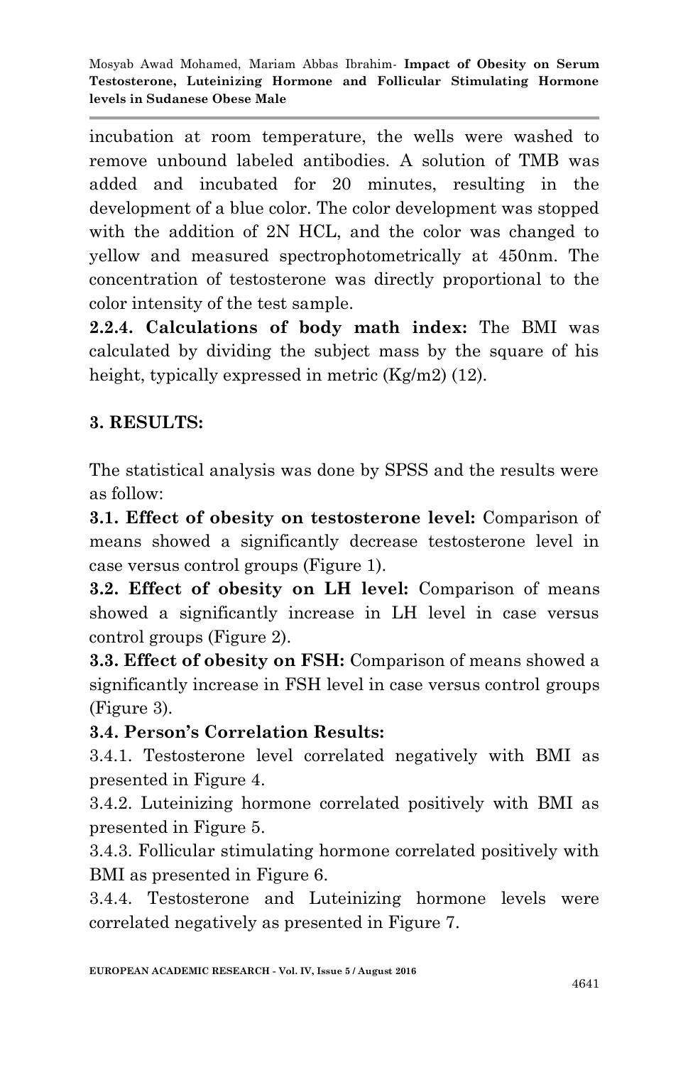incubation at room temperature, the wells were washed to remove unbound labeled antibodies. A solution of TMB was added and incubated for 20 minutes, resulting in the development of a blue color. The color development was stopped with the addition of 2N HCL, and the color was changed to yellow and measured spectrophotometrically at 450nm. The concentration of testosterone was directly proportional to the color intensity of the test sample.

**2.2.4. Calculations of body math index:** The BMI was calculated by dividing the subject mass by the square of his height, typically expressed in metric (Kg/m2) (12).

## 3. RESULTS:

The statistical analysis was done by SPSS and the results were as follow:

**3.1. Effect of obesity on testosterone level:** Comparison of means showed a significantly decrease testosterone level in case versus control groups (Figure 1).

**3.2. Effect of obesity on LH level:** Comparison of means showed a significantly increase in LH level in case versus control groups (Figure 2).

**3.3. Effect of obesity on FSH:** Comparison of means showed a significantly increase in FSH level in case versus control groups (Figure 3).

**3.4. Person's Correlation Results:**

3.4.1. Testosterone level correlated negatively with BMI as presented in Figure 4.

3.4.2. Luteinizing hormone correlated positively with BMI as presented in Figure 5.

3.4.3. Follicular stimulating hormone correlated positively with BMI as presented in Figure 6.

3.4.4. Testosterone and Luteinizing hormone levels were correlated negatively as presented in Figure 7.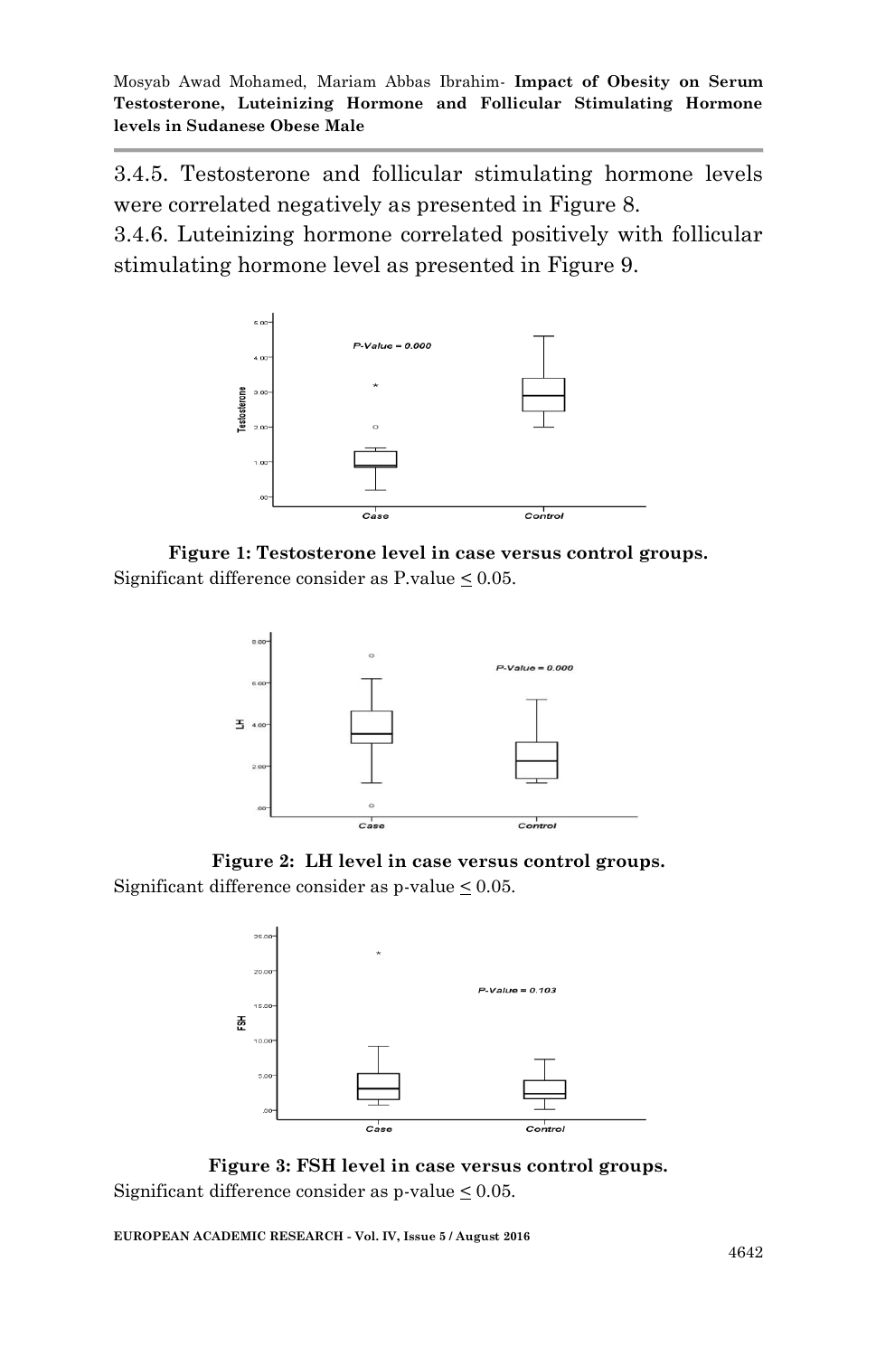3.4.5. Testosterone and follicular stimulating hormone levels were correlated negatively as presented in Figure 8.

3.4.6. Luteinizing hormone correlated positively with follicular stimulating hormone level as presented in Figure 9.

**Figure 1: Testosterone level in case versus control groups.**
Significant difference consider as P.value ≤ 0.05.

**Figure 2: LH level in case versus control groups.**
Significant difference consider as p-value ≤ 0.05.

**Figure 3: FSH level in case versus control groups.**
Significant difference consider as p-value ≤ 0.05.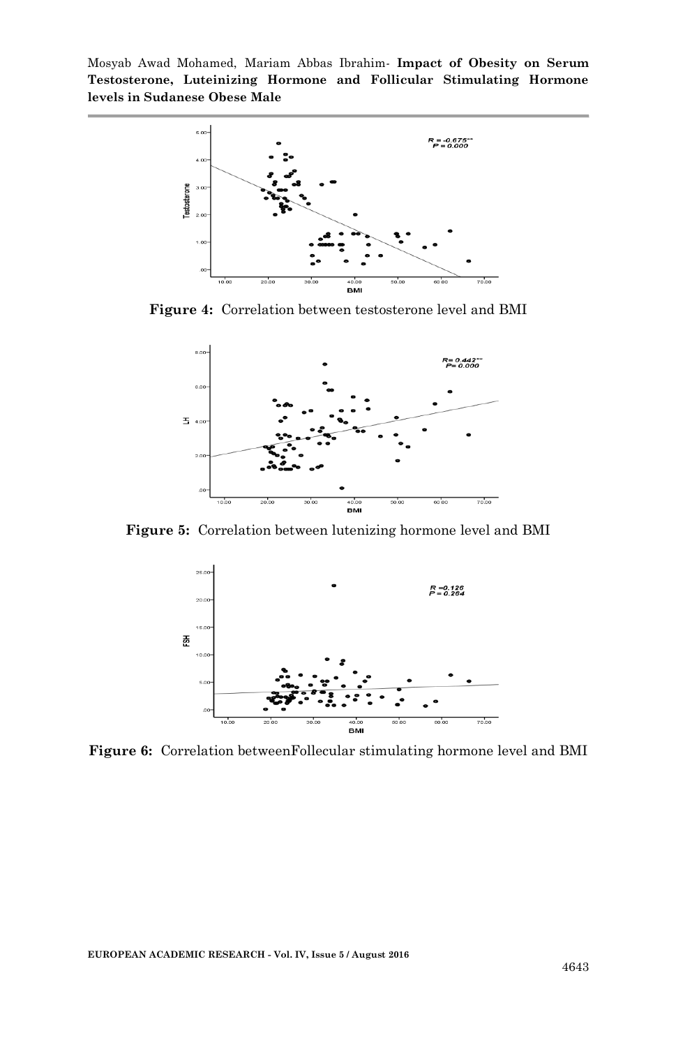**Figure 4:** Correlation between testosterone level and BMI

**Figure 5:** Correlation between lutenizing hormone level and BMI

**Figure 6:** Correlation betweenFollecular stimulating hormone level and BMI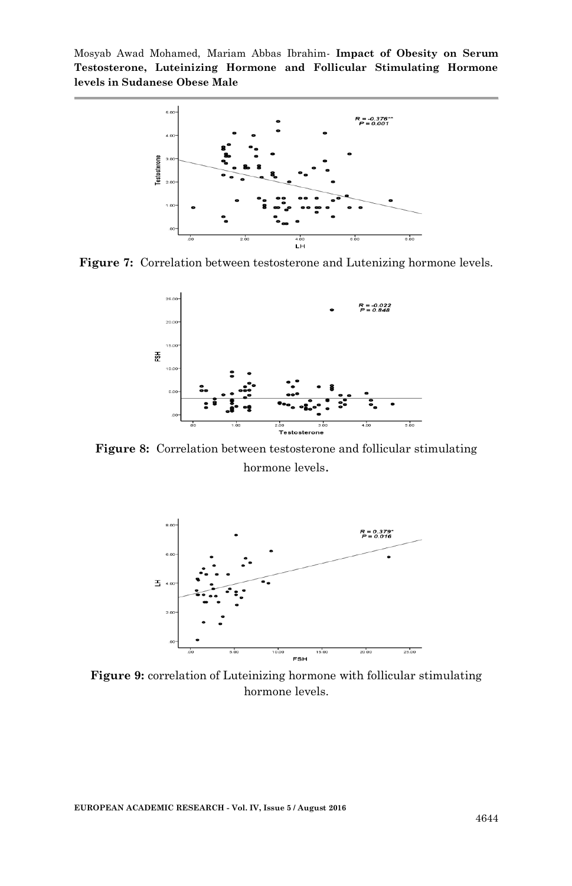Figure 7: Correlation between testosterone and Lutenizing hormone levels.

Figure 8: Correlation between testosterone and follicular stimulating hormone levels.

Figure 9: correlation of Luteinizing hormone with follicular stimulating hormone levels.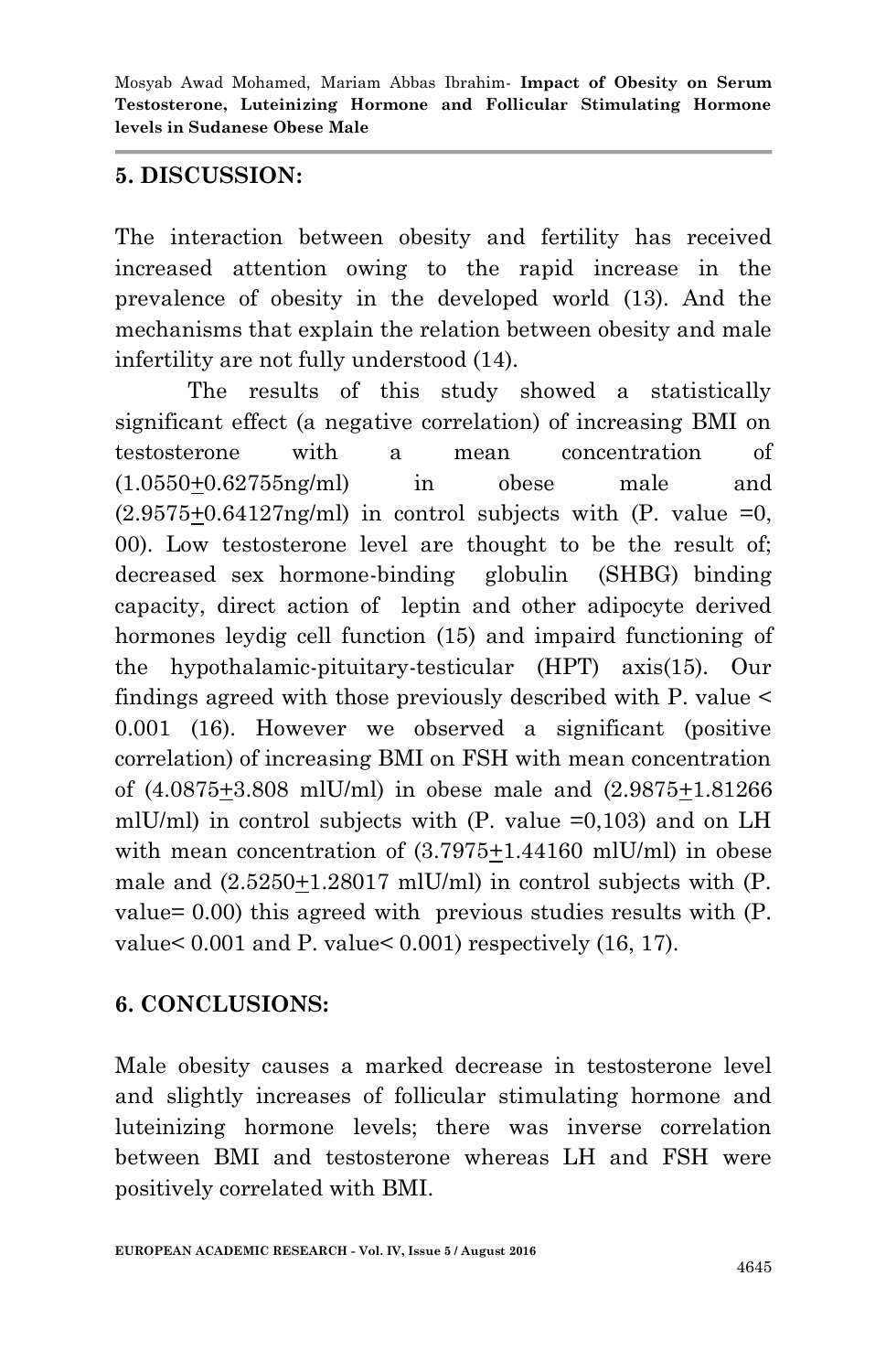## 5. DISCUSSION:

The interaction between obesity and fertility has received increased attention owing to the rapid increase in the prevalence of obesity in the developed world (13). And the mechanisms that explain the relation between obesity and male infertility are not fully understood (14).

The results of this study showed a statistically significant effect (a negative correlation) of increasing BMI on testosterone with a mean concentration of (1.0550±0.62755ng/ml) in obese male and (2.9575±0.64127ng/ml) in control subjects with (P. value =0, 00). Low testosterone level are thought to be the result of; decreased sex hormone-binding globulin (SHBG) binding capacity, direct action of leptin and other adipocyte derived hormones leydig cell function (15) and impaird functioning of the hypothalamic-pituitary-testicular (HPT) axis(15). Our findings agreed with those previously described with P. value < 0.001 (16). However we observed a significant (positive correlation) of increasing BMI on FSH with mean concentration of (4.0875±3.808 mlU/ml) in obese male and (2.9875±1.81266 mlU/ml) in control subjects with (P. value =0,103) and on LH with mean concentration of (3.7975±1.44160 mlU/ml) in obese male and (2.5250±1.28017 mlU/ml) in control subjects with (P. value= 0.00) this agreed with previous studies results with (P. value< 0.001 and P. value< 0.001) respectively (16, 17).

## 6. CONCLUSIONS:

Male obesity causes a marked decrease in testosterone level and slightly increases of follicular stimulating hormone and luteinizing hormone levels; there was inverse correlation between BMI and testosterone whereas LH and FSH were positively correlated with BMI.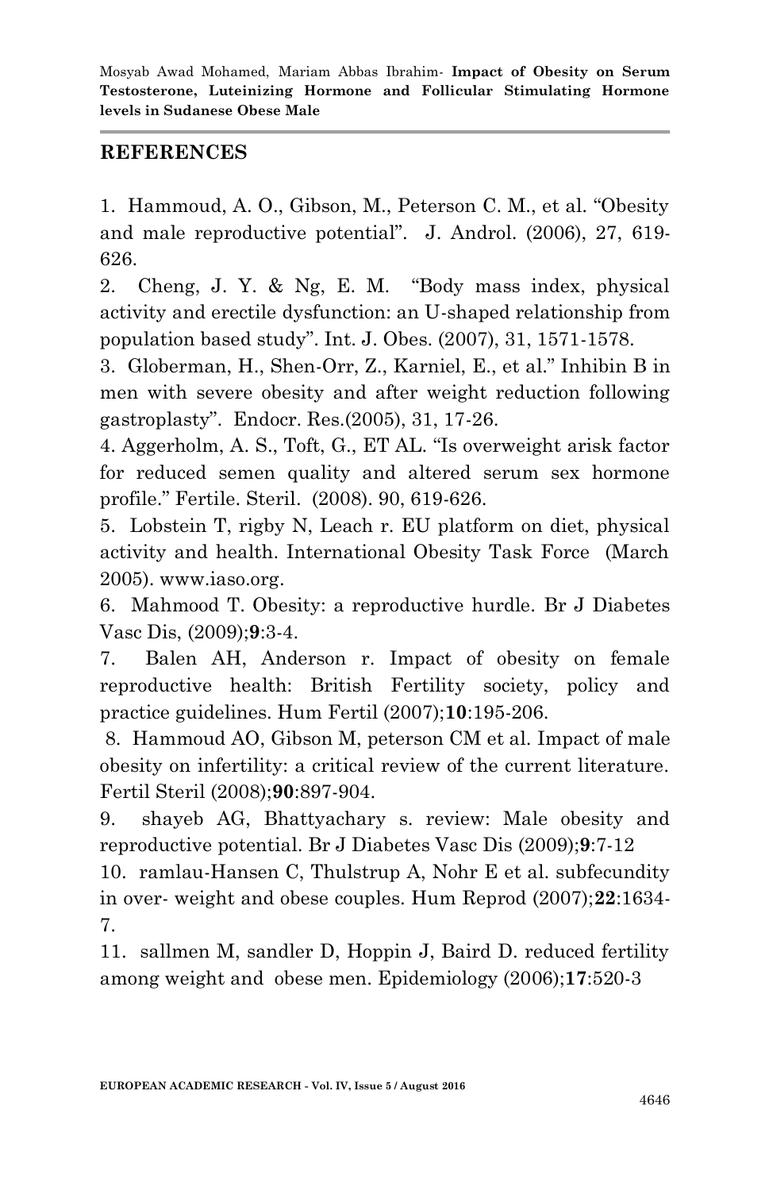## REFERENCES

1. Hammoud, A. O., Gibson, M., Peterson C. M., et al. "Obesity and male reproductive potential". J. Androl. (2006), 27, 619-626.
2. Cheng, J. Y. & Ng, E. M. "Body mass index, physical activity and erectile dysfunction: an U-shaped relationship from population based study". Int. J. Obes. (2007), 31, 1571-1578.
3. Globerman, H., Shen-Orr, Z., Karniel, E., et al." Inhibin B in men with severe obesity and after weight reduction following gastroplasty". Endocr. Res.(2005), 31, 17-26.
4. Aggerholm, A. S., Toft, G., ET AL. "Is overweight arisk factor for reduced semen quality and altered serum sex hormone profile." Fertile. Steril. (2008). 90, 619-626.
5. Lobstein T, rigby N, Leach r. EU platform on diet, physical activity and health. International Obesity Task Force (March 2005). www.iaso.org.
6. Mahmood T. Obesity: a reproductive hurdle. Br J Diabetes Vasc Dis, (2009);**9**:3-4.
7. Balen AH, Anderson r. Impact of obesity on female reproductive health: British Fertility society, policy and practice guidelines. Hum Fertil (2007);**10**:195-206.
8. Hammoud AO, Gibson M, peterson CM et al. Impact of male obesity on infertility: a critical review of the current literature. Fertil Steril (2008);**90**:897-904.
9. shayeb AG, Bhattyachary s. review: Male obesity and reproductive potential. Br J Diabetes Vasc Dis (2009);**9**:7-12
10. ramlau-Hansen C, Thulstrup A, Nohr E et al. subfecundity in over- weight and obese couples. Hum Reprod (2007);**22**:1634-7.
11. sallmen M, sandler D, Hoppin J, Baird D. reduced fertility among weight and obese men. Epidemiology (2006);**17**:520-3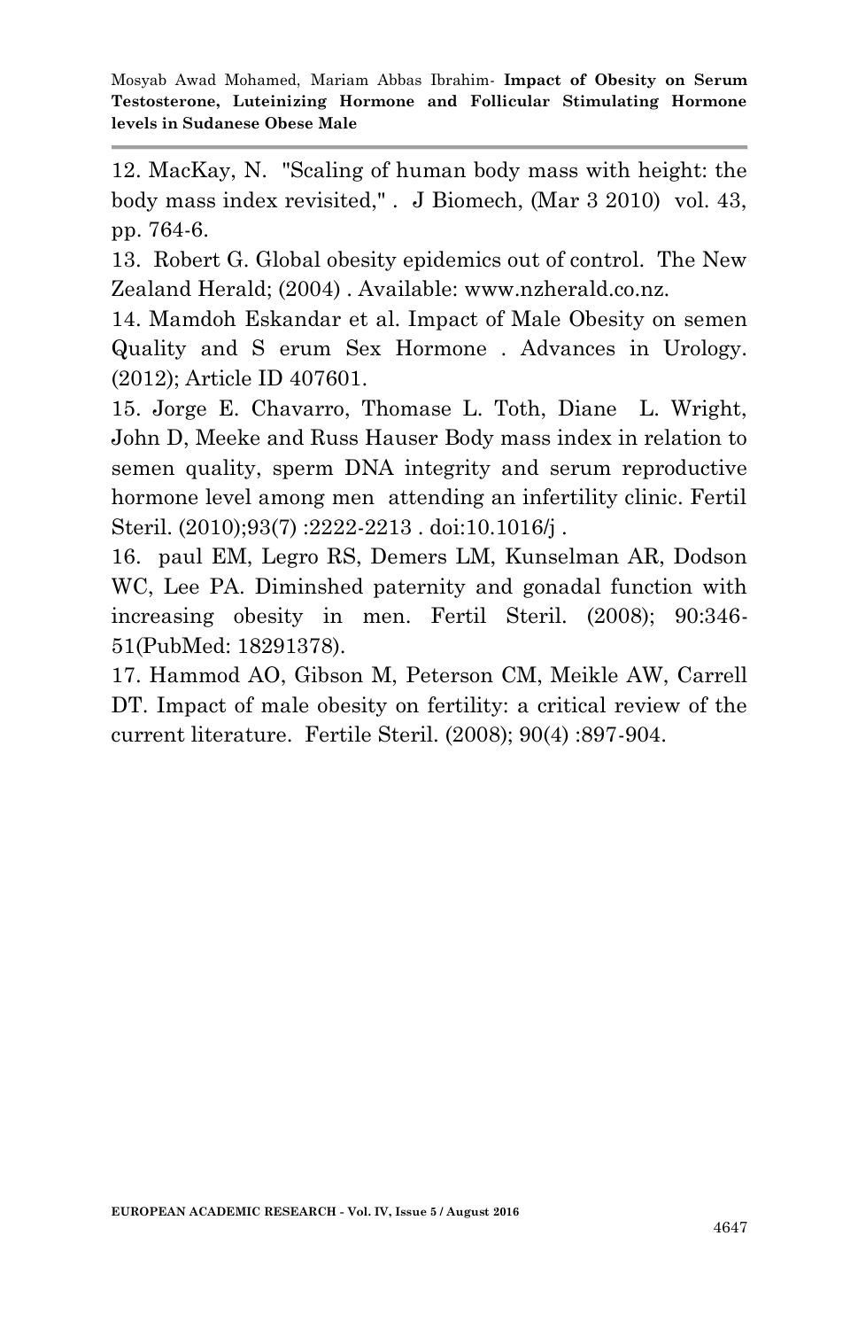12. MacKay, N. "Scaling of human body mass with height: the body mass index revisited," . J Biomech, (Mar 3 2010) vol. 43, pp. 764-6.

13. Robert G. Global obesity epidemics out of control. The New Zealand Herald; (2004) . Available: www.nzherald.co.nz.

14. Mamdoh Eskandar et al. Impact of Male Obesity on semen Quality and S erum Sex Hormone . Advances in Urology. (2012); Article ID 407601.

15. Jorge E. Chavarro, Thomase L. Toth, Diane L. Wright, John D, Meeke and Russ Hauser Body mass index in relation to semen quality, sperm DNA integrity and serum reproductive hormone level among men attending an infertility clinic. Fertil Steril. (2010);93(7) :2222-2213 . doi:10.1016/j .

16. paul EM, Legro RS, Demers LM, Kunselman AR, Dodson WC, Lee PA. Diminshed paternity and gonadal function with increasing obesity in men. Fertil Steril. (2008); 90:346-51(PubMed: 18291378).

17. Hammod AO, Gibson M, Peterson CM, Meikle AW, Carrell DT. Impact of male obesity on fertility: a critical review of the current literature. Fertile Steril. (2008); 90(4) :897-904.